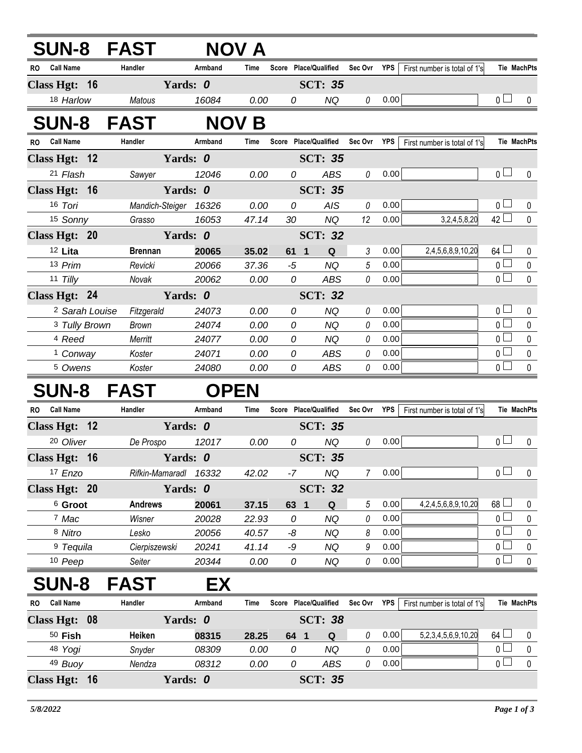## SUN-8 FAST NOV A

| RO | Call Name | Handler | Armband | Time | Score | Place/Qualified | Sec Ovr | YPS | First number is total of 1's | Tie | MachPts |
|---|---|---|---|---|---|---|---|---|---|---|---|
| **Class Hgt: 16** | | **Yards: 0** | | | | **SCT: 35** | | | | | |
| 18 | Harlow | Matous | 16084 | 0.00 | 0 | NQ | 0 | 0.00 | | 0 | 0 |

## SUN-8 FAST NOV B

| RO | Call Name | Handler | Armband | Time | Score | Place/Qualified | Sec Ovr | YPS | First number is total of 1's | Tie | MachPts |
|---|---|---|---|---|---|---|---|---|---|---|---|
| **Class Hgt: 12** | | **Yards: 0** | | | | **SCT: 35** | | | | | |
| 21 | Flash | Sawyer | 12046 | 0.00 | 0 | ABS | 0 | 0.00 | | 0 | 0 |
| **Class Hgt: 16** | | **Yards: 0** | | | | **SCT: 35** | | | | | |
| 16 | Tori | Mandich-Steiger | 16326 | 0.00 | 0 | AIS | 0 | 0.00 | | 0 | 0 |
| 15 | Sonny | Grasso | 16053 | 47.14 | 30 | NQ | 12 | 0.00 | 3,2,4,5,8,20 | 42 | 0 |
| **Class Hgt: 20** | | **Yards: 0** | | | | **SCT: 32** | | | | | |
| 12 | **Lita** | **Brennan** | **20065** | **35.02** | **61 1** | **Q** | 3 | 0.00 | 2,4,5,6,8,9,10,20 | 64 | 0 |
| 13 | Prim | Revicki | 20066 | 37.36 | -5 | NQ | 5 | 0.00 | | 0 | 0 |
| 11 | Tilly | Novak | 20062 | 0.00 | 0 | ABS | 0 | 0.00 | | 0 | 0 |
| **Class Hgt: 24** | | **Yards: 0** | | | | **SCT: 32** | | | | | |
| 2 | Sarah Louise | Fitzgerald | 24073 | 0.00 | 0 | NQ | 0 | 0.00 | | 0 | 0 |
| 3 | Tully Brown | Brown | 24074 | 0.00 | 0 | NQ | 0 | 0.00 | | 0 | 0 |
| 4 | Reed | Merritt | 24077 | 0.00 | 0 | NQ | 0 | 0.00 | | 0 | 0 |
| 1 | Conway | Koster | 24071 | 0.00 | 0 | ABS | 0 | 0.00 | | 0 | 0 |
| 5 | Owens | Koster | 24080 | 0.00 | 0 | ABS | 0 | 0.00 | | 0 | 0 |

## SUN-8 FAST OPEN

| RO | Call Name | Handler | Armband | Time | Score | Place/Qualified | Sec Ovr | YPS | First number is total of 1's | Tie | MachPts |
|---|---|---|---|---|---|---|---|---|---|---|---|
| **Class Hgt: 12** | | **Yards: 0** | | | | **SCT: 35** | | | | | |
| 20 | Oliver | De Prospo | 12017 | 0.00 | 0 | NQ | 0 | 0.00 | | 0 | 0 |
| **Class Hgt: 16** | | **Yards: 0** | | | | **SCT: 35** | | | | | |
| 17 | Enzo | Rifkin-Mamaradl | 16332 | 42.02 | -7 | NQ | 7 | 0.00 | | 0 | 0 |
| **Class Hgt: 20** | | **Yards: 0** | | | | **SCT: 32** | | | | | |
| 6 | **Groot** | **Andrews** | **20061** | **37.15** | **63 1** | **Q** | 5 | 0.00 | 4,2,4,5,6,8,9,10,20 | 68 | 0 |
| 7 | Mac | Wisner | 20028 | 22.93 | 0 | NQ | 0 | 0.00 | | 0 | 0 |
| 8 | Nitro | Lesko | 20056 | 40.57 | -8 | NQ | 8 | 0.00 | | 0 | 0 |
| 9 | Tequila | Cierpiszewski | 20241 | 41.14 | -9 | NQ | 9 | 0.00 | | 0 | 0 |
| 10 | Peep | Seiter | 20344 | 0.00 | 0 | NQ | 0 | 0.00 | | 0 | 0 |

## SUN-8 FAST EX

| RO | Call Name | Handler | Armband | Time | Score | Place/Qualified | Sec Ovr | YPS | First number is total of 1's | Tie | MachPts |
|---|---|---|---|---|---|---|---|---|---|---|---|
| **Class Hgt: 08** | | **Yards: 0** | | | | **SCT: 38** | | | | | |
| 50 | **Fish** | **Heiken** | **08315** | **28.25** | **64 1** | **Q** | 0 | 0.00 | 5,2,3,4,5,6,9,10,20 | 64 | 0 |
| 48 | Yogi | Snyder | 08309 | 0.00 | 0 | NQ | 0 | 0.00 | | 0 | 0 |
| 49 | Buoy | Nendza | 08312 | 0.00 | 0 | ABS | 0 | 0.00 | | 0 | 0 |
| **Class Hgt: 16** | | **Yards: 0** | | | | **SCT: 35** | | | | | |

*5/8/2022*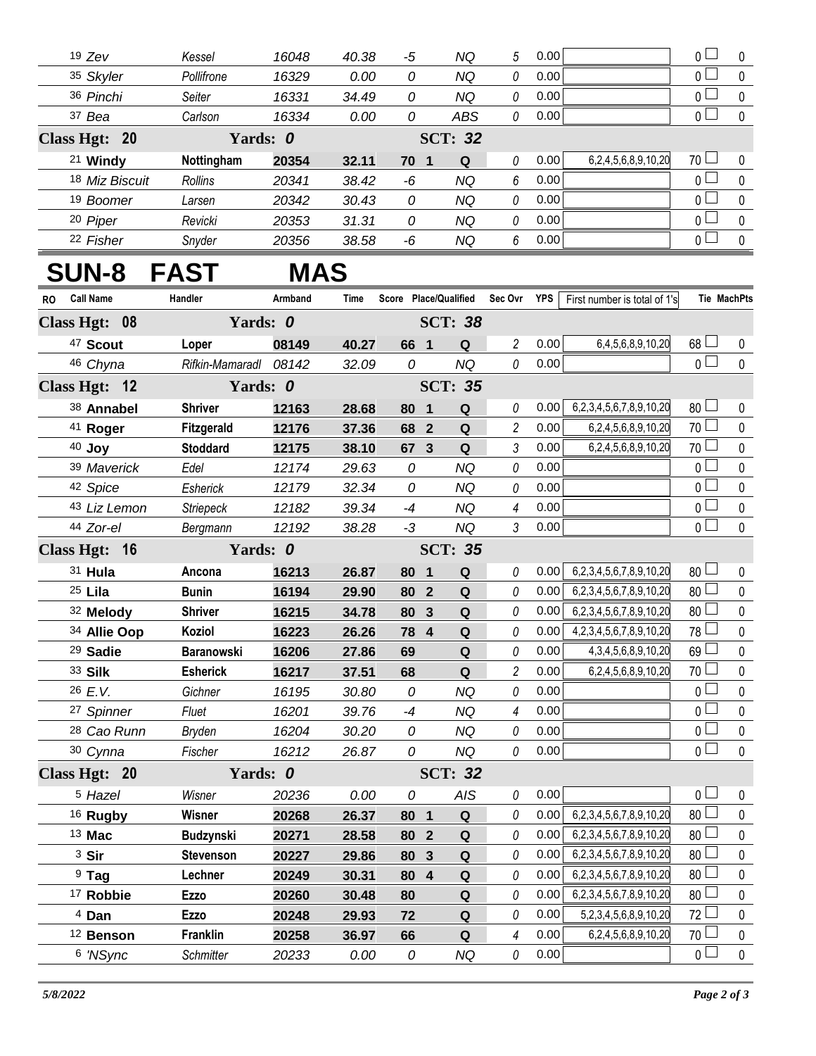| RO | Call Name | Handler | Armband | Time | Score | Place/Qualified | Sec Ovr | YPS | First number is total of 1's | Tie | MachPts |
|---|---|---|---|---|---|---|---|---|---|---|---|
| 19 | *Zev* | *Kessel* | *16048* | *40.38* | *-5* | *NQ* | *5* | 0.00 | | 0 | 0 |
| 35 | *Skyler* | *Pollifrone* | *16329* | *0.00* | *0* | *NQ* | *0* | 0.00 | | 0 | 0 |
| 36 | *Pinchi* | *Seiter* | *16331* | *34.49* | *0* | *NQ* | *0* | 0.00 | | 0 | 0 |
| 37 | *Bea* | *Carlson* | *16334* | *0.00* | *0* | *ABS* | *0* | 0.00 | | 0 | 0 |
| **Class Hgt: 20** | | **Yards: *0*** | | | | ***SCT: 32*** | | | | | |
| 21 | **Windy** | **Nottingham** | **20354** | **32.11** | **70 1** | **Q** | *0* | 0.00 | 6,2,4,5,6,8,9,10,20 | 70 | 0 |
| 18 | *Miz Biscuit* | *Rollins* | *20341* | *38.42* | *-6* | *NQ* | *6* | 0.00 | | 0 | 0 |
| 19 | *Boomer* | *Larsen* | *20342* | *30.43* | *0* | *NQ* | *0* | 0.00 | | 0 | 0 |
| 20 | *Piper* | *Revicki* | *20353* | *31.31* | *0* | *NQ* | *0* | 0.00 | | 0 | 0 |
| 22 | *Fisher* | *Snyder* | *20356* | *38.58* | *-6* | *NQ* | *6* | 0.00 | | 0 | 0 |

# SUN-8 FAST MAS

| RO | Call Name | Handler | Armband | Time | Score | Place/Qualified | Sec Ovr | YPS | First number is total of 1's | Tie | MachPts |
|---|---|---|---|---|---|---|---|---|---|---|---|
| **Class Hgt: 08** | | **Yards: *0*** | | | | ***SCT: 38*** | | | | | |
| 47 | **Scout** | **Loper** | **08149** | **40.27** | **66 1** | **Q** | *2* | 0.00 | 6,4,5,6,8,9,10,20 | 68 | 0 |
| 46 | *Chyna* | *Rifkin-Mamaradl* | *08142* | *32.09* | *0* | *NQ* | *0* | 0.00 | | 0 | 0 |
| **Class Hgt: 12** | | **Yards: *0*** | | | | ***SCT: 35*** | | | | | |
| 38 | **Annabel** | **Shriver** | **12163** | **28.68** | **80 1** | **Q** | *0* | 0.00 | 6,2,3,4,5,6,7,8,9,10,20 | 80 | 0 |
| 41 | **Roger** | **Fitzgerald** | **12176** | **37.36** | **68 2** | **Q** | *2* | 0.00 | 6,2,4,5,6,8,9,10,20 | 70 | 0 |
| 40 | **Joy** | **Stoddard** | **12175** | **38.10** | **67 3** | **Q** | *3* | 0.00 | 6,2,4,5,6,8,9,10,20 | 70 | 0 |
| 39 | *Maverick* | *Edel* | *12174* | *29.63* | *0* | *NQ* | *0* | 0.00 | | 0 | 0 |
| 42 | *Spice* | *Esherick* | *12179* | *32.34* | *0* | *NQ* | *0* | 0.00 | | 0 | 0 |
| 43 | *Liz Lemon* | *Striepeck* | *12182* | *39.34* | *-4* | *NQ* | *4* | 0.00 | | 0 | 0 |
| 44 | *Zor-el* | *Bergmann* | *12192* | *38.28* | *-3* | *NQ* | *3* | 0.00 | | 0 | 0 |
| **Class Hgt: 16** | | **Yards: *0*** | | | | ***SCT: 35*** | | | | | |
| 31 | **Hula** | **Ancona** | **16213** | **26.87** | **80 1** | **Q** | *0* | 0.00 | 6,2,3,4,5,6,7,8,9,10,20 | 80 | 0 |
| 25 | **Lila** | **Bunin** | **16194** | **29.90** | **80 2** | **Q** | *0* | 0.00 | 6,2,3,4,5,6,7,8,9,10,20 | 80 | 0 |
| 32 | **Melody** | **Shriver** | **16215** | **34.78** | **80 3** | **Q** | *0* | 0.00 | 6,2,3,4,5,6,7,8,9,10,20 | 80 | 0 |
| 34 | **Allie Oop** | **Koziol** | **16223** | **26.26** | **78 4** | **Q** | *0* | 0.00 | 4,2,3,4,5,6,7,8,9,10,20 | 78 | 0 |
| 29 | **Sadie** | **Baranowski** | **16206** | **27.86** | **69** | **Q** | *0* | 0.00 | 4,3,4,5,6,8,9,10,20 | 69 | 0 |
| 33 | **Silk** | **Esherick** | **16217** | **37.51** | **68** | **Q** | *2* | 0.00 | 6,2,4,5,6,8,9,10,20 | 70 | 0 |
| 26 | *E.V.* | *Gichner* | *16195* | *30.80* | *0* | *NQ* | *0* | 0.00 | | 0 | 0 |
| 27 | *Spinner* | *Fluet* | *16201* | *39.76* | *-4* | *NQ* | *4* | 0.00 | | 0 | 0 |
| 28 | *Cao Runn* | *Bryden* | *16204* | *30.20* | *0* | *NQ* | *0* | 0.00 | | 0 | 0 |
| 30 | *Cynna* | *Fischer* | *16212* | *26.87* | *0* | *NQ* | *0* | 0.00 | | 0 | 0 |
| **Class Hgt: 20** | | **Yards: *0*** | | | | ***SCT: 32*** | | | | | |
| 5 | *Hazel* | *Wisner* | *20236* | *0.00* | *0* | *AIS* | *0* | 0.00 | | 0 | 0 |
| 16 | **Rugby** | **Wisner** | **20268** | **26.37** | **80 1** | **Q** | *0* | 0.00 | 6,2,3,4,5,6,7,8,9,10,20 | 80 | 0 |
| 13 | **Mac** | **Budzynski** | **20271** | **28.58** | **80 2** | **Q** | *0* | 0.00 | 6,2,3,4,5,6,7,8,9,10,20 | 80 | 0 |
| 3 | **Sir** | **Stevenson** | **20227** | **29.86** | **80 3** | **Q** | *0* | 0.00 | 6,2,3,4,5,6,7,8,9,10,20 | 80 | 0 |
| 9 | **Tag** | **Lechner** | **20249** | **30.31** | **80 4** | **Q** | *0* | 0.00 | 6,2,3,4,5,6,7,8,9,10,20 | 80 | 0 |
| 17 | **Robbie** | **Ezzo** | **20260** | **30.48** | **80** | **Q** | *0* | 0.00 | 6,2,3,4,5,6,7,8,9,10,20 | 80 | 0 |
| 4 | **Dan** | **Ezzo** | **20248** | **29.93** | **72** | **Q** | *0* | 0.00 | 5,2,3,4,5,6,8,9,10,20 | 72 | 0 |
| 12 | **Benson** | **Franklin** | **20258** | **36.97** | **66** | **Q** | *4* | 0.00 | 6,2,4,5,6,8,9,10,20 | 70 | 0 |
| 6 | *'NSync* | *Schmitter* | *20233* | *0.00* | *0* | *NQ* | *0* | 0.00 | | 0 | 0 |

*5/8/2022*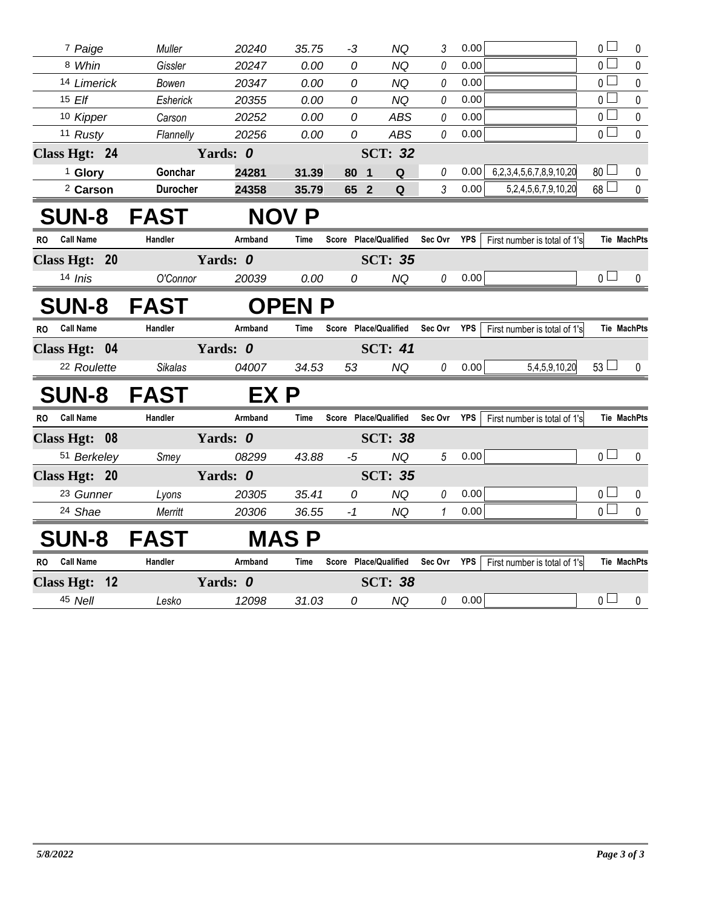| RO | Call Name | Handler | Armband | Time | Score | Place/Qualified | Sec Ovr | YPS | First number is total of 1's | Tie | MachPts |
|---|---|---|---|---|---|---|---|---|---|---|---|
| 7 | *Paige* | *Muller* | *20240* | *35.75* | *-3* | *NQ* | *3* | 0.00 | | 0 | 0 |
| 8 | *Whin* | *Gissler* | *20247* | *0.00* | *0* | *NQ* | *0* | 0.00 | | 0 | 0 |
| 14 | *Limerick* | *Bowen* | *20347* | *0.00* | *0* | *NQ* | *0* | 0.00 | | 0 | 0 |
| 15 | *Elf* | *Esherick* | *20355* | *0.00* | *0* | *NQ* | *0* | 0.00 | | 0 | 0 |
| 10 | *Kipper* | *Carson* | *20252* | *0.00* | *0* | *ABS* | *0* | 0.00 | | 0 | 0 |
| 11 | *Rusty* | *Flannelly* | *20256* | *0.00* | *0* | *ABS* | *0* | 0.00 | | 0 | 0 |
| **Class Hgt: 24** | | **Yards: *0*** | | | | **SCT: *32*** | | | | | |
| 1 | **Glory** | **Gonchar** | **24281** | **31.39** | **80** | **1 Q** | *0* | 0.00 | 6,2,3,4,5,6,7,8,9,10,20 | 80 | 0 |
| 2 | **Carson** | **Durocher** | **24358** | **35.79** | **65** | **2 Q** | *3* | 0.00 | 5,2,4,5,6,7,9,10,20 | 68 | 0 |

## SUN-8 FAST NOV P

| RO | Call Name | Handler | Armband | Time | Score | Place/Qualified | Sec Ovr | YPS | First number is total of 1's | Tie | MachPts |
|---|---|---|---|---|---|---|---|---|---|---|---|
| **Class Hgt: 20** | | **Yards: *0*** | | | | **SCT: *35*** | | | | | |
| 14 | *Inis* | *O'Connor* | *20039* | *0.00* | *0* | *NQ* | *0* | 0.00 | | 0 | 0 |

## SUN-8 FAST OPEN P

| RO | Call Name | Handler | Armband | Time | Score | Place/Qualified | Sec Ovr | YPS | First number is total of 1's | Tie | MachPts |
|---|---|---|---|---|---|---|---|---|---|---|---|
| **Class Hgt: 04** | | **Yards: *0*** | | | | **SCT: *41*** | | | | | |
| 22 | *Roulette* | *Sikalas* | *04007* | *34.53* | *53* | *NQ* | *0* | 0.00 | 5,4,5,9,10,20 | 53 | 0 |

## SUN-8 FAST EX P

| RO | Call Name | Handler | Armband | Time | Score | Place/Qualified | Sec Ovr | YPS | First number is total of 1's | Tie | MachPts |
|---|---|---|---|---|---|---|---|---|---|---|---|
| **Class Hgt: 08** | | **Yards: *0*** | | | | **SCT: *38*** | | | | | |
| 51 | *Berkeley* | *Smey* | *08299* | *43.88* | *-5* | *NQ* | *5* | 0.00 | | 0 | 0 |
| **Class Hgt: 20** | | **Yards: *0*** | | | | **SCT: *35*** | | | | | |
| 23 | *Gunner* | *Lyons* | *20305* | *35.41* | *0* | *NQ* | *0* | 0.00 | | 0 | 0 |
| 24 | *Shae* | *Merritt* | *20306* | *36.55* | *-1* | *NQ* | *1* | 0.00 | | 0 | 0 |

## SUN-8 FAST MAS P

| RO | Call Name | Handler | Armband | Time | Score | Place/Qualified | Sec Ovr | YPS | First number is total of 1's | Tie | MachPts |
|---|---|---|---|---|---|---|---|---|---|---|---|
| **Class Hgt: 12** | | **Yards: *0*** | | | | **SCT: *38*** | | | | | |
| 45 | *Nell* | *Lesko* | *12098* | *31.03* | *0* | *NQ* | *0* | 0.00 | | 0 | 0 |

*5/8/2022*